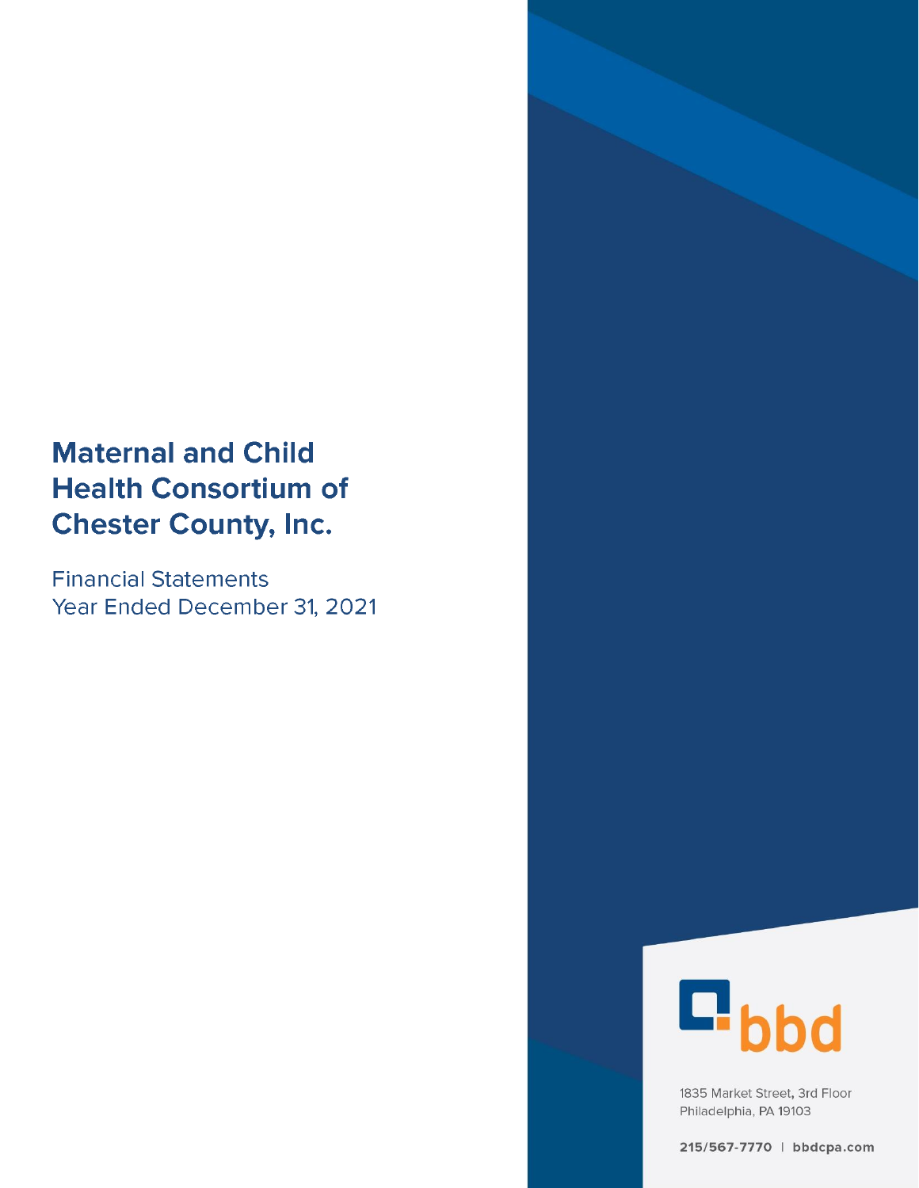# Maternal and Child Health Consortium of Chester County, Inc.

Financial Statements
Year Ended December 31, 2021

bbd

1835 Market Street, 3rd Floor
Philadelphia, PA 19103

215/567-7770 | bbdcpa.com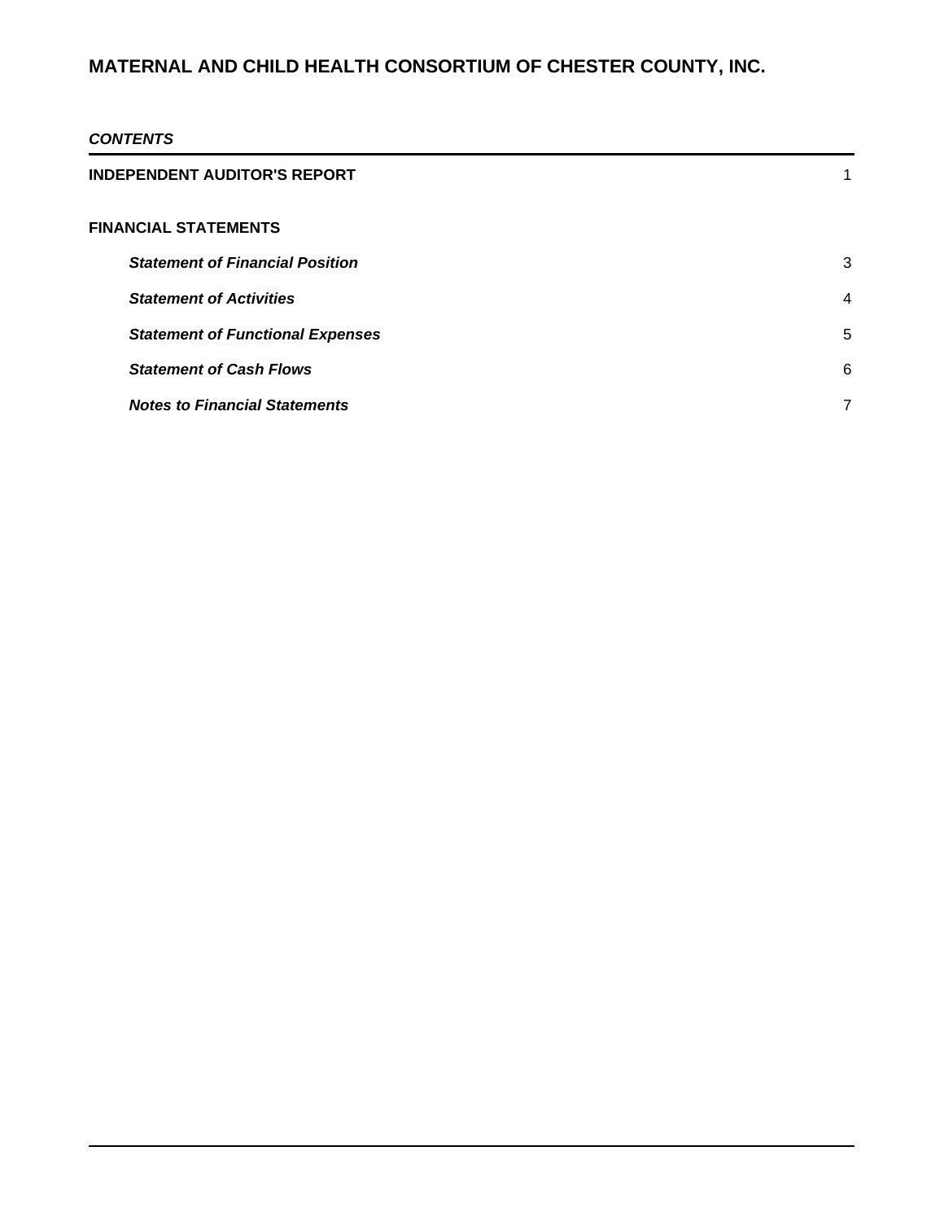# MATERNAL AND CHILD HEALTH CONSORTIUM OF CHESTER COUNTY, INC.

***CONTENTS***

| | |
|---|---|
| **INDEPENDENT AUDITOR'S REPORT** | 1 |
| **FINANCIAL STATEMENTS** | |
| ***Statement of Financial Position*** | 3 |
| ***Statement of Activities*** | 4 |
| ***Statement of Functional Expenses*** | 5 |
| ***Statement of Cash Flows*** | 6 |
| ***Notes to Financial Statements*** | 7 |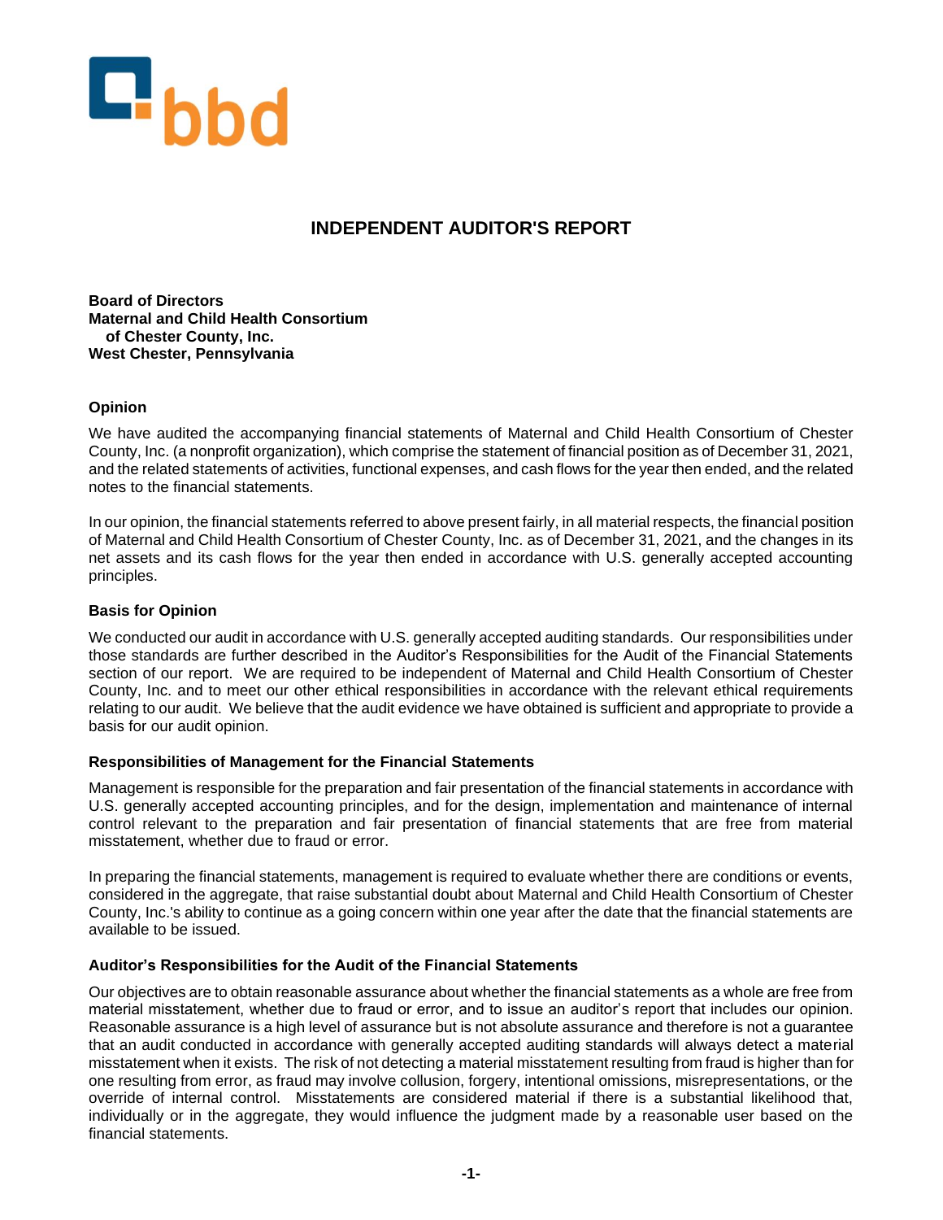# INDEPENDENT AUDITOR'S REPORT

**Board of Directors**
**Maternal and Child Health Consortium of Chester County, Inc.**
**West Chester, Pennsylvania**

### Opinion

We have audited the accompanying financial statements of Maternal and Child Health Consortium of Chester County, Inc. (a nonprofit organization), which comprise the statement of financial position as of December 31, 2021, and the related statements of activities, functional expenses, and cash flows for the year then ended, and the related notes to the financial statements.

In our opinion, the financial statements referred to above present fairly, in all material respects, the financial position of Maternal and Child Health Consortium of Chester County, Inc. as of December 31, 2021, and the changes in its net assets and its cash flows for the year then ended in accordance with U.S. generally accepted accounting principles.

### Basis for Opinion

We conducted our audit in accordance with U.S. generally accepted auditing standards. Our responsibilities under those standards are further described in the Auditor's Responsibilities for the Audit of the Financial Statements section of our report. We are required to be independent of Maternal and Child Health Consortium of Chester County, Inc. and to meet our other ethical responsibilities in accordance with the relevant ethical requirements relating to our audit. We believe that the audit evidence we have obtained is sufficient and appropriate to provide a basis for our audit opinion.

### Responsibilities of Management for the Financial Statements

Management is responsible for the preparation and fair presentation of the financial statements in accordance with U.S. generally accepted accounting principles, and for the design, implementation and maintenance of internal control relevant to the preparation and fair presentation of financial statements that are free from material misstatement, whether due to fraud or error.

In preparing the financial statements, management is required to evaluate whether there are conditions or events, considered in the aggregate, that raise substantial doubt about Maternal and Child Health Consortium of Chester County, Inc.'s ability to continue as a going concern within one year after the date that the financial statements are available to be issued.

### Auditor's Responsibilities for the Audit of the Financial Statements

Our objectives are to obtain reasonable assurance about whether the financial statements as a whole are free from material misstatement, whether due to fraud or error, and to issue an auditor's report that includes our opinion. Reasonable assurance is a high level of assurance but is not absolute assurance and therefore is not a guarantee that an audit conducted in accordance with generally accepted auditing standards will always detect a material misstatement when it exists. The risk of not detecting a material misstatement resulting from fraud is higher than for one resulting from error, as fraud may involve collusion, forgery, intentional omissions, misrepresentations, or the override of internal control. Misstatements are considered material if there is a substantial likelihood that, individually or in the aggregate, they would influence the judgment made by a reasonable user based on the financial statements.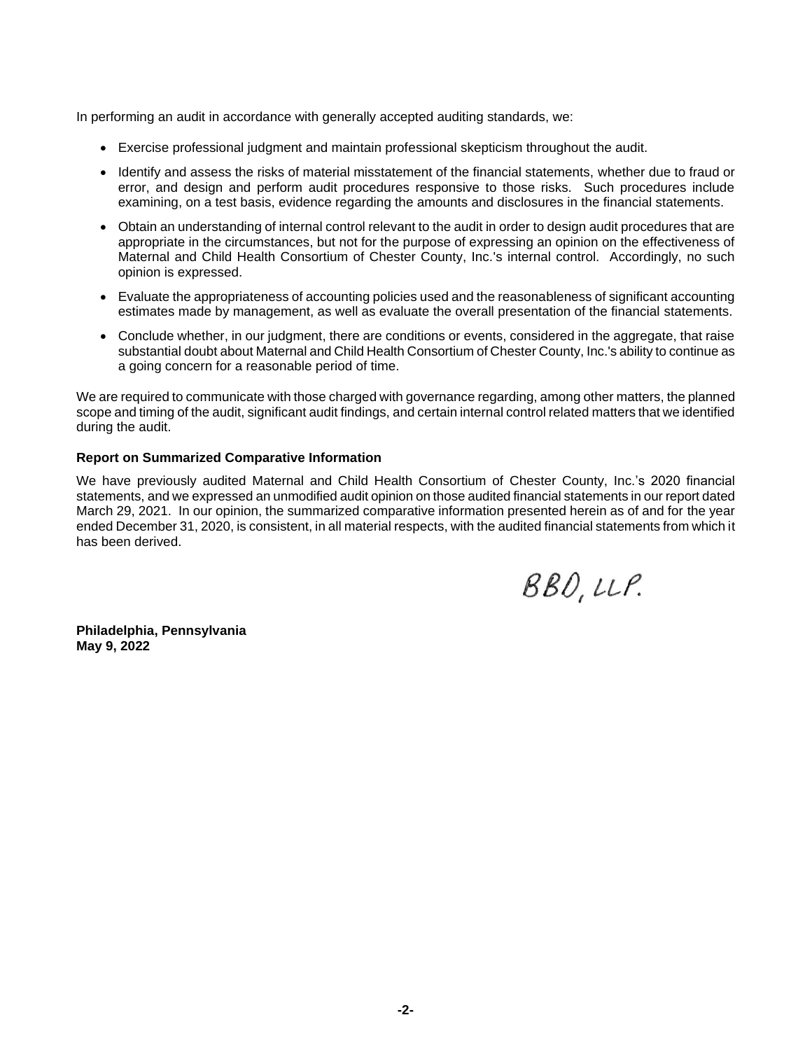In performing an audit in accordance with generally accepted auditing standards, we:

- Exercise professional judgment and maintain professional skepticism throughout the audit.
- Identify and assess the risks of material misstatement of the financial statements, whether due to fraud or error, and design and perform audit procedures responsive to those risks. Such procedures include examining, on a test basis, evidence regarding the amounts and disclosures in the financial statements.
- Obtain an understanding of internal control relevant to the audit in order to design audit procedures that are appropriate in the circumstances, but not for the purpose of expressing an opinion on the effectiveness of Maternal and Child Health Consortium of Chester County, Inc.'s internal control. Accordingly, no such opinion is expressed.
- Evaluate the appropriateness of accounting policies used and the reasonableness of significant accounting estimates made by management, as well as evaluate the overall presentation of the financial statements.
- Conclude whether, in our judgment, there are conditions or events, considered in the aggregate, that raise substantial doubt about Maternal and Child Health Consortium of Chester County, Inc.'s ability to continue as a going concern for a reasonable period of time.

We are required to communicate with those charged with governance regarding, among other matters, the planned scope and timing of the audit, significant audit findings, and certain internal control related matters that we identified during the audit.

**Report on Summarized Comparative Information**

We have previously audited Maternal and Child Health Consortium of Chester County, Inc.'s 2020 financial statements, and we expressed an unmodified audit opinion on those audited financial statements in our report dated March 29, 2021. In our opinion, the summarized comparative information presented herein as of and for the year ended December 31, 2020, is consistent, in all material respects, with the audited financial statements from which it has been derived.

BBD, LLP.

**Philadelphia, Pennsylvania**
**May 9, 2022**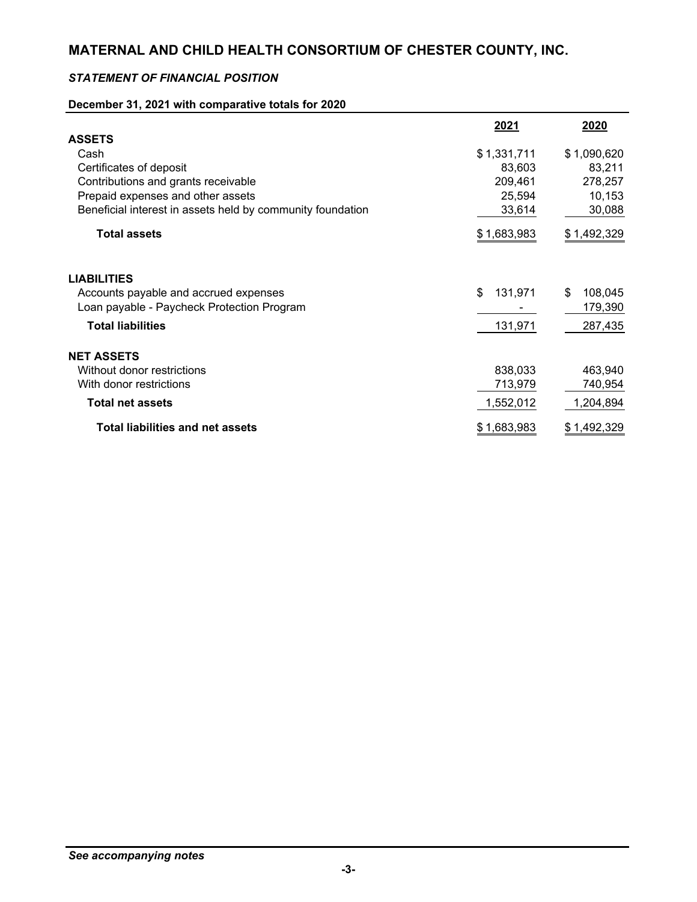# MATERNAL AND CHILD HEALTH CONSORTIUM OF CHESTER COUNTY, INC.

***STATEMENT OF FINANCIAL POSITION***

**December 31, 2021 with comparative totals for 2020**

| | 2021 | 2020 |
|---|---|---|
| **ASSETS** | | |
| Cash | $ 1,331,711 | $ 1,090,620 |
| Certificates of deposit | 83,603 | 83,211 |
| Contributions and grants receivable | 209,461 | 278,257 |
| Prepaid expenses and other assets | 25,594 | 10,153 |
| Beneficial interest in assets held by community foundation | 33,614 | 30,088 |
| **Total assets** | $ 1,683,983 | $ 1,492,329 |
| | | |
| **LIABILITIES** | | |
| Accounts payable and accrued expenses | $ 131,971 | $ 108,045 |
| Loan payable - Paycheck Protection Program | - | 179,390 |
| **Total liabilities** | 131,971 | 287,435 |
| | | |
| **NET ASSETS** | | |
| Without donor restrictions | 838,033 | 463,940 |
| With donor restrictions | 713,979 | 740,954 |
| **Total net assets** | 1,552,012 | 1,204,894 |
| **Total liabilities and net assets** | $ 1,683,983 | $ 1,492,329 |

***See accompanying notes***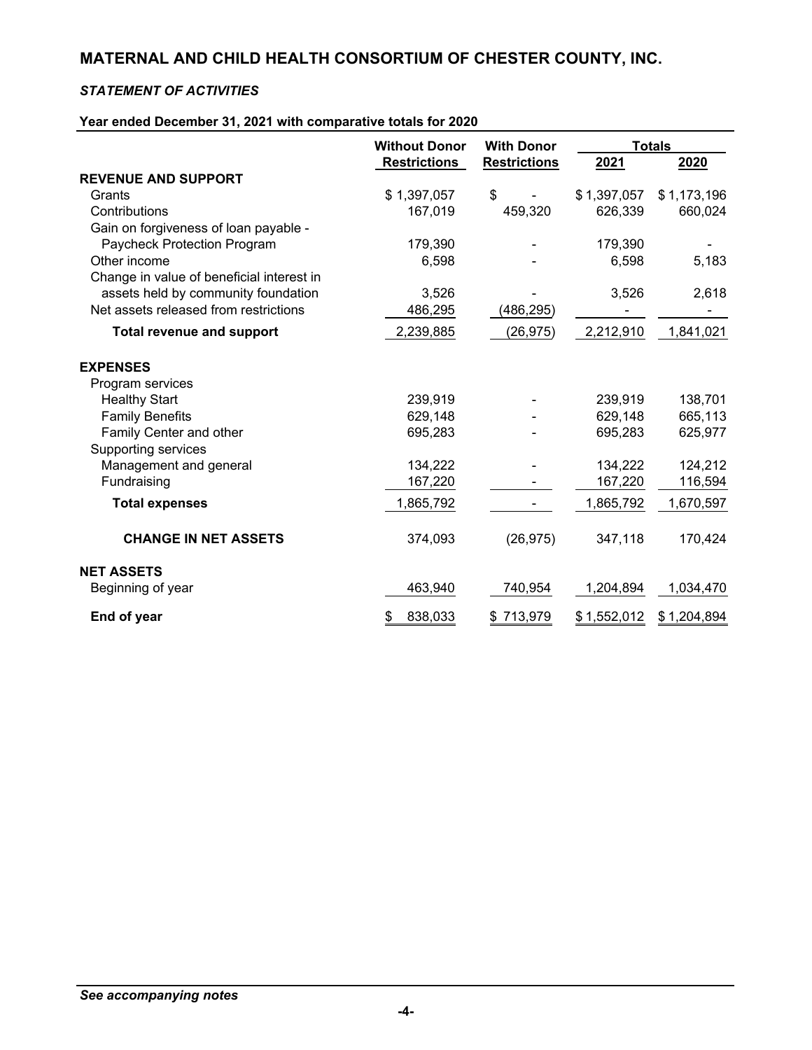# MATERNAL AND CHILD HEALTH CONSORTIUM OF CHESTER COUNTY, INC.

*STATEMENT OF ACTIVITIES*

**Year ended December 31, 2021 with comparative totals for 2020**

| | Without Donor Restrictions | With Donor Restrictions | Totals | |
|---|---|---|---|---|
| | | | 2021 | 2020 |
| **REVENUE AND SUPPORT** | | | | |
| Grants | $ 1,397,057 | $ - | $ 1,397,057 | $ 1,173,196 |
| Contributions | 167,019 | 459,320 | 626,339 | 660,024 |
| Gain on forgiveness of loan payable - Paycheck Protection Program | 179,390 | - | 179,390 | - |
| Other income | 6,598 | - | 6,598 | 5,183 |
| Change in value of beneficial interest in assets held by community foundation | 3,526 | - | 3,526 | 2,618 |
| Net assets released from restrictions | 486,295 | (486,295) | - | - |
| **Total revenue and support** | 2,239,885 | (26,975) | 2,212,910 | 1,841,021 |
| **EXPENSES** | | | | |
| Program services | | | | |
| Healthy Start | 239,919 | - | 239,919 | 138,701 |
| Family Benefits | 629,148 | - | 629,148 | 665,113 |
| Family Center and other | 695,283 | - | 695,283 | 625,977 |
| Supporting services | | | | |
| Management and general | 134,222 | - | 134,222 | 124,212 |
| Fundraising | 167,220 | - | 167,220 | 116,594 |
| **Total expenses** | 1,865,792 | - | 1,865,792 | 1,670,597 |
| **CHANGE IN NET ASSETS** | 374,093 | (26,975) | 347,118 | 170,424 |
| **NET ASSETS** | | | | |
| Beginning of year | 463,940 | 740,954 | 1,204,894 | 1,034,470 |
| **End of year** | $ 838,033 | $ 713,979 | $ 1,552,012 | $ 1,204,894 |

*See accompanying notes*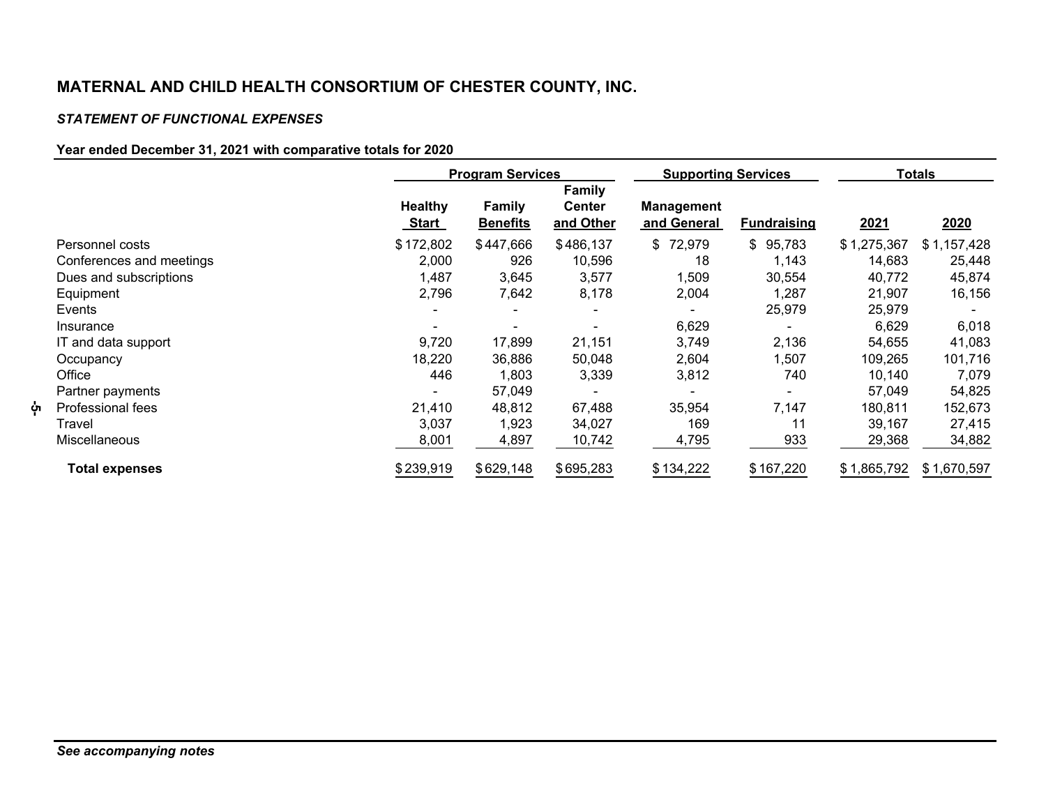## MATERNAL AND CHILD HEALTH CONSORTIUM OF CHESTER COUNTY, INC.

### *STATEMENT OF FUNCTIONAL EXPENSES*

**Year ended December 31, 2021 with comparative totals for 2020**

| | Program Services | | | Supporting Services | | Totals | |
|---|---|---|---|---|---|---|---|
| | Healthy Start | Family Benefits | Family Center and Other | Management and General | Fundraising | 2021 | 2020 |
| Personnel costs | $ 172,802 | $ 447,666 | $ 486,137 | $ 72,979 | $ 95,783 | $ 1,275,367 | $ 1,157,428 |
| Conferences and meetings | 2,000 | 926 | 10,596 | 18 | 1,143 | 14,683 | 25,448 |
| Dues and subscriptions | 1,487 | 3,645 | 3,577 | 1,509 | 30,554 | 40,772 | 45,874 |
| Equipment | 2,796 | 7,642 | 8,178 | 2,004 | 1,287 | 21,907 | 16,156 |
| Events | - | - | - | - | 25,979 | 25,979 | - |
| Insurance | - | - | - | 6,629 | - | 6,629 | 6,018 |
| IT and data support | 9,720 | 17,899 | 21,151 | 3,749 | 2,136 | 54,655 | 41,083 |
| Occupancy | 18,220 | 36,886 | 50,048 | 2,604 | 1,507 | 109,265 | 101,716 |
| Office | 446 | 1,803 | 3,339 | 3,812 | 740 | 10,140 | 7,079 |
| Partner payments | - | 57,049 | - | - | - | 57,049 | 54,825 |
| Professional fees | 21,410 | 48,812 | 67,488 | 35,954 | 7,147 | 180,811 | 152,673 |
| Travel | 3,037 | 1,923 | 34,027 | 169 | 11 | 39,167 | 27,415 |
| Miscellaneous | 8,001 | 4,897 | 10,742 | 4,795 | 933 | 29,368 | 34,882 |
| **Total expenses** | $ 239,919 | $ 629,148 | $ 695,283 | $ 134,222 | $ 167,220 | $ 1,865,792 | $ 1,670,597 |

***See accompanying notes***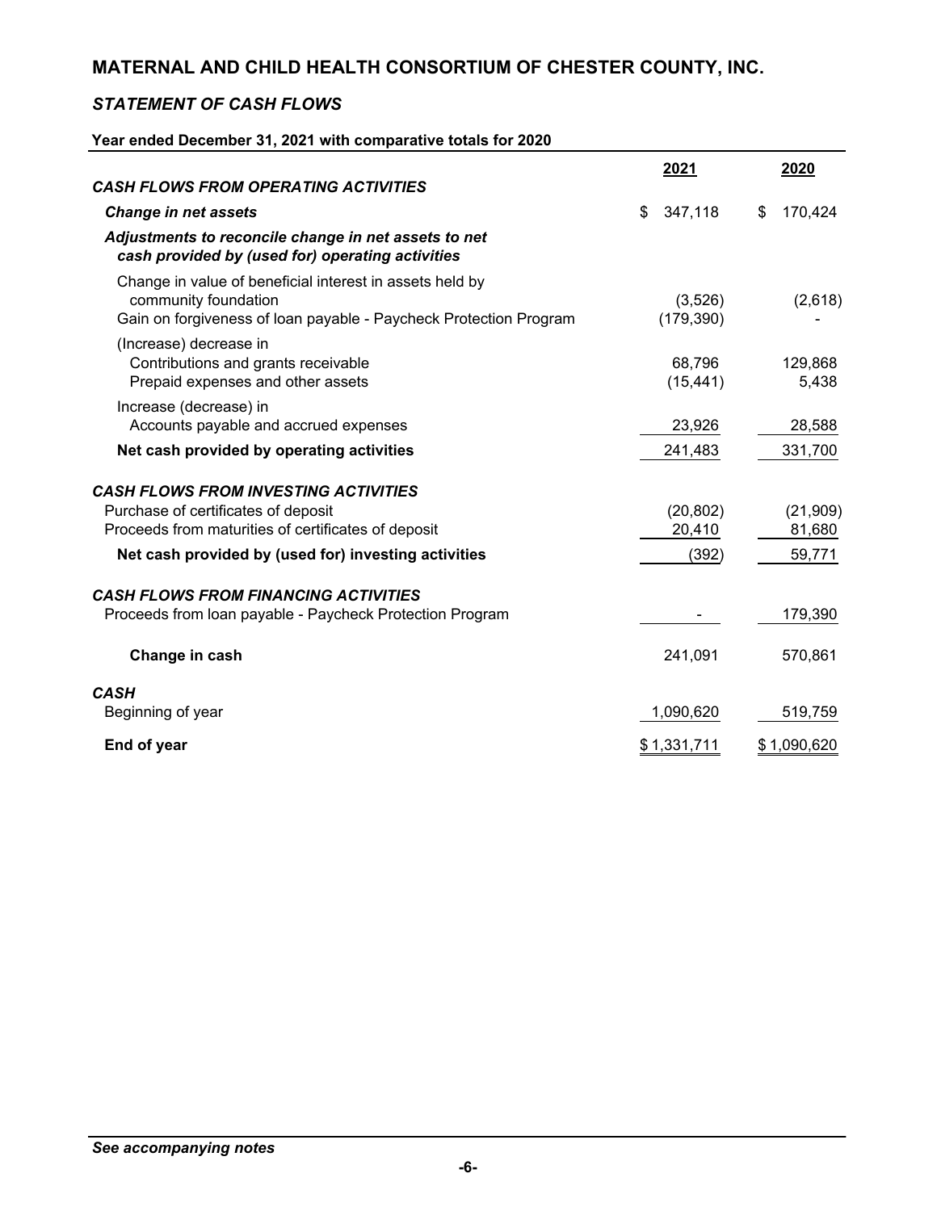# MATERNAL AND CHILD HEALTH CONSORTIUM OF CHESTER COUNTY, INC.

## *STATEMENT OF CASH FLOWS*

**Year ended December 31, 2021 with comparative totals for 2020**

| | 2021 | 2020 |
|---|---|---|
| ***CASH FLOWS FROM OPERATING ACTIVITIES*** | | |
| ***Change in net assets*** | $ 347,118 | $ 170,424 |
| ***Adjustments to reconcile change in net assets to net cash provided by (used for) operating activities*** | | |
| Change in value of beneficial interest in assets held by community foundation | (3,526) | (2,618) |
| Gain on forgiveness of loan payable - Paycheck Protection Program | (179,390) | - |
| (Increase) decrease in | | |
| Contributions and grants receivable | 68,796 | 129,868 |
| Prepaid expenses and other assets | (15,441) | 5,438 |
| Increase (decrease) in | | |
| Accounts payable and accrued expenses | 23,926 | 28,588 |
| **Net cash provided by operating activities** | 241,483 | 331,700 |
| ***CASH FLOWS FROM INVESTING ACTIVITIES*** | | |
| Purchase of certificates of deposit | (20,802) | (21,909) |
| Proceeds from maturities of certificates of deposit | 20,410 | 81,680 |
| **Net cash provided by (used for) investing activities** | (392) | 59,771 |
| ***CASH FLOWS FROM FINANCING ACTIVITIES*** | | |
| Proceeds from loan payable - Paycheck Protection Program | - | 179,390 |
| **Change in cash** | 241,091 | 570,861 |
| ***CASH*** | | |
| Beginning of year | 1,090,620 | 519,759 |
| **End of year** | $ 1,331,711 | $ 1,090,620 |

***See accompanying notes***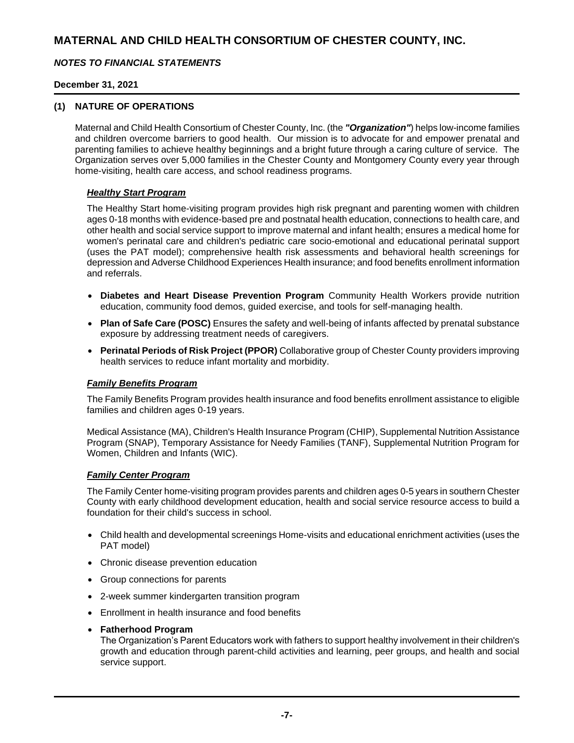# MATERNAL AND CHILD HEALTH CONSORTIUM OF CHESTER COUNTY, INC.

***NOTES TO FINANCIAL STATEMENTS***

**December 31, 2021**

## (1) NATURE OF OPERATIONS

Maternal and Child Health Consortium of Chester County, Inc. (the ***"Organization"***) helps low-income families and children overcome barriers to good health. Our mission is to advocate for and empower prenatal and parenting families to achieve healthy beginnings and a bright future through a caring culture of service. The Organization serves over 5,000 families in the Chester County and Montgomery County every year through home-visiting, health care access, and school readiness programs.

### ***Healthy Start Program***

The Healthy Start home-visiting program provides high risk pregnant and parenting women with children ages 0-18 months with evidence-based pre and postnatal health education, connections to health care, and other health and social service support to improve maternal and infant health; ensures a medical home for women's perinatal care and children's pediatric care socio-emotional and educational perinatal support (uses the PAT model); comprehensive health risk assessments and behavioral health screenings for depression and Adverse Childhood Experiences Health insurance; and food benefits enrollment information and referrals.

- **Diabetes and Heart Disease Prevention Program** Community Health Workers provide nutrition education, community food demos, guided exercise, and tools for self-managing health.
- **Plan of Safe Care (POSC)** Ensures the safety and well-being of infants affected by prenatal substance exposure by addressing treatment needs of caregivers.
- **Perinatal Periods of Risk Project (PPOR)** Collaborative group of Chester County providers improving health services to reduce infant mortality and morbidity.

### ***Family Benefits Program***

The Family Benefits Program provides health insurance and food benefits enrollment assistance to eligible families and children ages 0-19 years.

Medical Assistance (MA), Children's Health Insurance Program (CHIP), Supplemental Nutrition Assistance Program (SNAP), Temporary Assistance for Needy Families (TANF), Supplemental Nutrition Program for Women, Children and Infants (WIC).

### ***Family Center Program***

The Family Center home-visiting program provides parents and children ages 0-5 years in southern Chester County with early childhood development education, health and social service resource access to build a foundation for their child's success in school.

- Child health and developmental screenings Home-visits and educational enrichment activities (uses the PAT model)
- Chronic disease prevention education
- Group connections for parents
- 2-week summer kindergarten transition program
- Enrollment in health insurance and food benefits
- **Fatherhood Program**
  The Organization's Parent Educators work with fathers to support healthy involvement in their children's growth and education through parent-child activities and learning, peer groups, and health and social service support.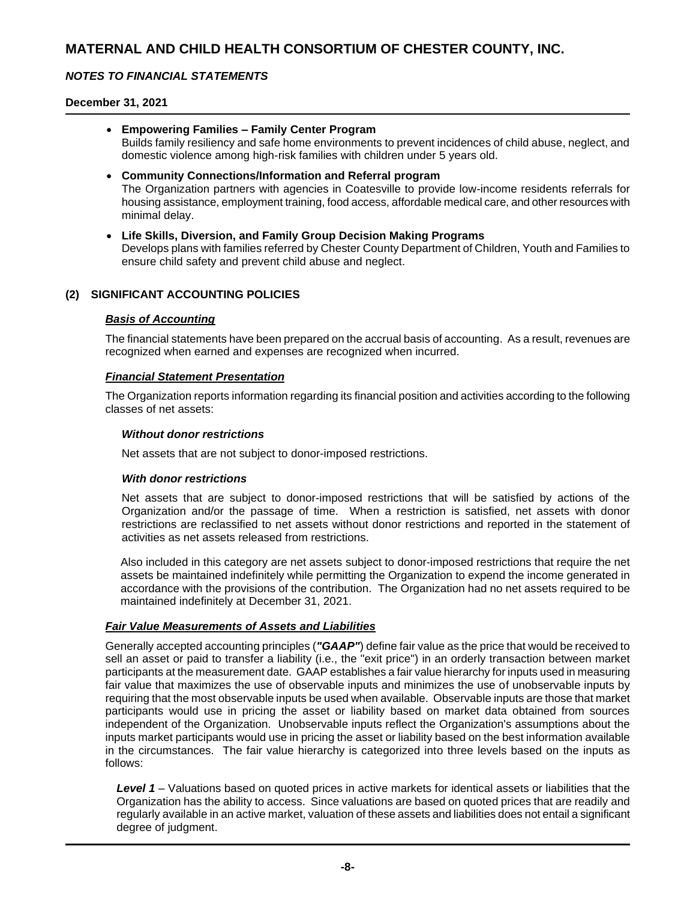- **Empowering Families – Family Center Program**
  Builds family resiliency and safe home environments to prevent incidences of child abuse, neglect, and domestic violence among high-risk families with children under 5 years old.

- **Community Connections/Information and Referral program**
  The Organization partners with agencies in Coatesville to provide low-income residents referrals for housing assistance, employment training, food access, affordable medical care, and other resources with minimal delay.

- **Life Skills, Diversion, and Family Group Decision Making Programs**
  Develops plans with families referred by Chester County Department of Children, Youth and Families to ensure child safety and prevent child abuse and neglect.

## (2) SIGNIFICANT ACCOUNTING POLICIES

### ***Basis of Accounting***

The financial statements have been prepared on the accrual basis of accounting. As a result, revenues are recognized when earned and expenses are recognized when incurred.

### ***Financial Statement Presentation***

The Organization reports information regarding its financial position and activities according to the following classes of net assets:

***Without donor restrictions***

Net assets that are not subject to donor-imposed restrictions.

***With donor restrictions***

Net assets that are subject to donor-imposed restrictions that will be satisfied by actions of the Organization and/or the passage of time. When a restriction is satisfied, net assets with donor restrictions are reclassified to net assets without donor restrictions and reported in the statement of activities as net assets released from restrictions.

Also included in this category are net assets subject to donor-imposed restrictions that require the net assets be maintained indefinitely while permitting the Organization to expend the income generated in accordance with the provisions of the contribution. The Organization had no net assets required to be maintained indefinitely at December 31, 2021.

### ***Fair Value Measurements of Assets and Liabilities***

Generally accepted accounting principles (***"GAAP"***) define fair value as the price that would be received to sell an asset or paid to transfer a liability (i.e., the "exit price") in an orderly transaction between market participants at the measurement date. GAAP establishes a fair value hierarchy for inputs used in measuring fair value that maximizes the use of observable inputs and minimizes the use of unobservable inputs by requiring that the most observable inputs be used when available. Observable inputs are those that market participants would use in pricing the asset or liability based on market data obtained from sources independent of the Organization. Unobservable inputs reflect the Organization's assumptions about the inputs market participants would use in pricing the asset or liability based on the best information available in the circumstances. The fair value hierarchy is categorized into three levels based on the inputs as follows:

***Level 1*** – Valuations based on quoted prices in active markets for identical assets or liabilities that the Organization has the ability to access. Since valuations are based on quoted prices that are readily and regularly available in an active market, valuation of these assets and liabilities does not entail a significant degree of judgment.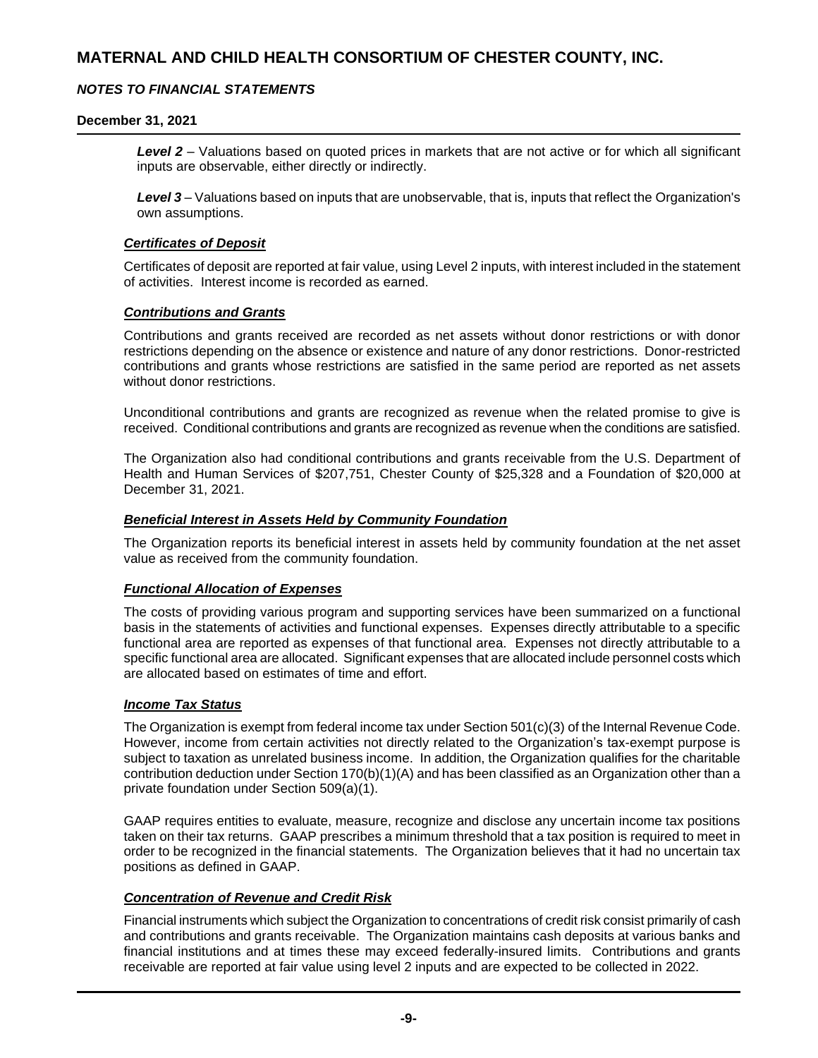***Level 2*** – Valuations based on quoted prices in markets that are not active or for which all significant inputs are observable, either directly or indirectly.

***Level 3*** – Valuations based on inputs that are unobservable, that is, inputs that reflect the Organization's own assumptions.

### ***Certificates of Deposit***

Certificates of deposit are reported at fair value, using Level 2 inputs, with interest included in the statement of activities. Interest income is recorded as earned.

### ***Contributions and Grants***

Contributions and grants received are recorded as net assets without donor restrictions or with donor restrictions depending on the absence or existence and nature of any donor restrictions. Donor-restricted contributions and grants whose restrictions are satisfied in the same period are reported as net assets without donor restrictions.

Unconditional contributions and grants are recognized as revenue when the related promise to give is received. Conditional contributions and grants are recognized as revenue when the conditions are satisfied.

The Organization also had conditional contributions and grants receivable from the U.S. Department of Health and Human Services of $207,751, Chester County of $25,328 and a Foundation of $20,000 at December 31, 2021.

### ***Beneficial Interest in Assets Held by Community Foundation***

The Organization reports its beneficial interest in assets held by community foundation at the net asset value as received from the community foundation.

### ***Functional Allocation of Expenses***

The costs of providing various program and supporting services have been summarized on a functional basis in the statements of activities and functional expenses. Expenses directly attributable to a specific functional area are reported as expenses of that functional area. Expenses not directly attributable to a specific functional area are allocated. Significant expenses that are allocated include personnel costs which are allocated based on estimates of time and effort.

### ***Income Tax Status***

The Organization is exempt from federal income tax under Section 501(c)(3) of the Internal Revenue Code. However, income from certain activities not directly related to the Organization's tax-exempt purpose is subject to taxation as unrelated business income. In addition, the Organization qualifies for the charitable contribution deduction under Section 170(b)(1)(A) and has been classified as an Organization other than a private foundation under Section 509(a)(1).

GAAP requires entities to evaluate, measure, recognize and disclose any uncertain income tax positions taken on their tax returns. GAAP prescribes a minimum threshold that a tax position is required to meet in order to be recognized in the financial statements. The Organization believes that it had no uncertain tax positions as defined in GAAP.

### ***Concentration of Revenue and Credit Risk***

Financial instruments which subject the Organization to concentrations of credit risk consist primarily of cash and contributions and grants receivable. The Organization maintains cash deposits at various banks and financial institutions and at times these may exceed federally-insured limits. Contributions and grants receivable are reported at fair value using level 2 inputs and are expected to be collected in 2022.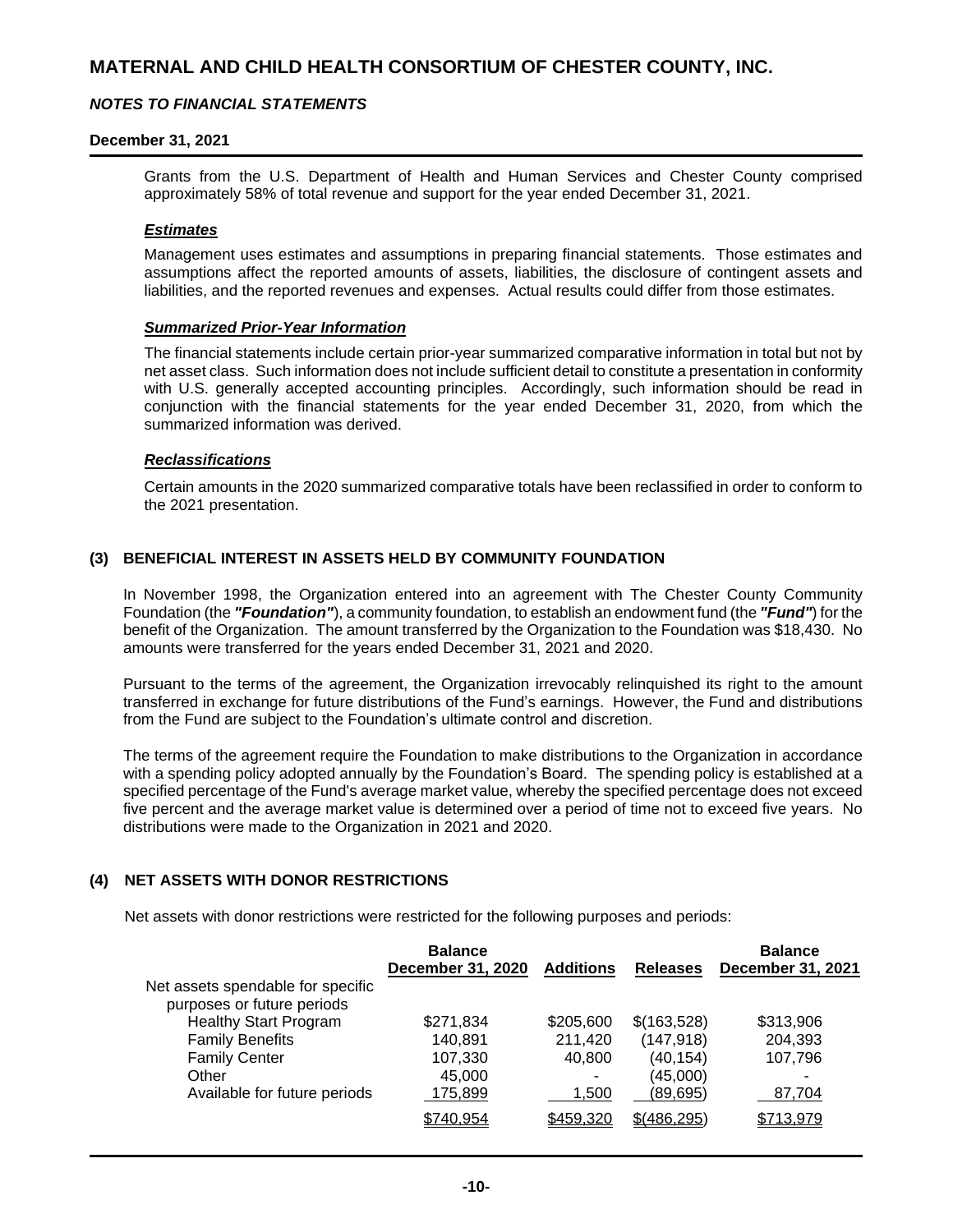Grants from the U.S. Department of Health and Human Services and Chester County comprised approximately 58% of total revenue and support for the year ended December 31, 2021.

### *Estimates*

Management uses estimates and assumptions in preparing financial statements. Those estimates and assumptions affect the reported amounts of assets, liabilities, the disclosure of contingent assets and liabilities, and the reported revenues and expenses. Actual results could differ from those estimates.

### *Summarized Prior-Year Information*

The financial statements include certain prior-year summarized comparative information in total but not by net asset class. Such information does not include sufficient detail to constitute a presentation in conformity with U.S. generally accepted accounting principles. Accordingly, such information should be read in conjunction with the financial statements for the year ended December 31, 2020, from which the summarized information was derived.

### *Reclassifications*

Certain amounts in the 2020 summarized comparative totals have been reclassified in order to conform to the 2021 presentation.

## (3) BENEFICIAL INTEREST IN ASSETS HELD BY COMMUNITY FOUNDATION

In November 1998, the Organization entered into an agreement with The Chester County Community Foundation (the ***"Foundation"***), a community foundation, to establish an endowment fund (the ***"Fund"***) for the benefit of the Organization. The amount transferred by the Organization to the Foundation was $18,430. No amounts were transferred for the years ended December 31, 2021 and 2020.

Pursuant to the terms of the agreement, the Organization irrevocably relinquished its right to the amount transferred in exchange for future distributions of the Fund's earnings. However, the Fund and distributions from the Fund are subject to the Foundation's ultimate control and discretion.

The terms of the agreement require the Foundation to make distributions to the Organization in accordance with a spending policy adopted annually by the Foundation's Board. The spending policy is established at a specified percentage of the Fund's average market value, whereby the specified percentage does not exceed five percent and the average market value is determined over a period of time not to exceed five years. No distributions were made to the Organization in 2021 and 2020.

## (4) NET ASSETS WITH DONOR RESTRICTIONS

Net assets with donor restrictions were restricted for the following purposes and periods:

| | Balance December 31, 2020 | Additions | Releases | Balance December 31, 2021 |
|---|---|---|---|---|
| Net assets spendable for specific purposes or future periods | | | | |
| Healthy Start Program | $271,834 | $205,600 | $(163,528) | $313,906 |
| Family Benefits | 140,891 | 211,420 | (147,918) | 204,393 |
| Family Center | 107,330 | 40,800 | (40,154) | 107,796 |
| Other | 45,000 | - | (45,000) | - |
| Available for future periods | 175,899 | 1,500 | (89,695) | 87,704 |
| | $740,954 | $459,320 | $(486,295) | $713,979 |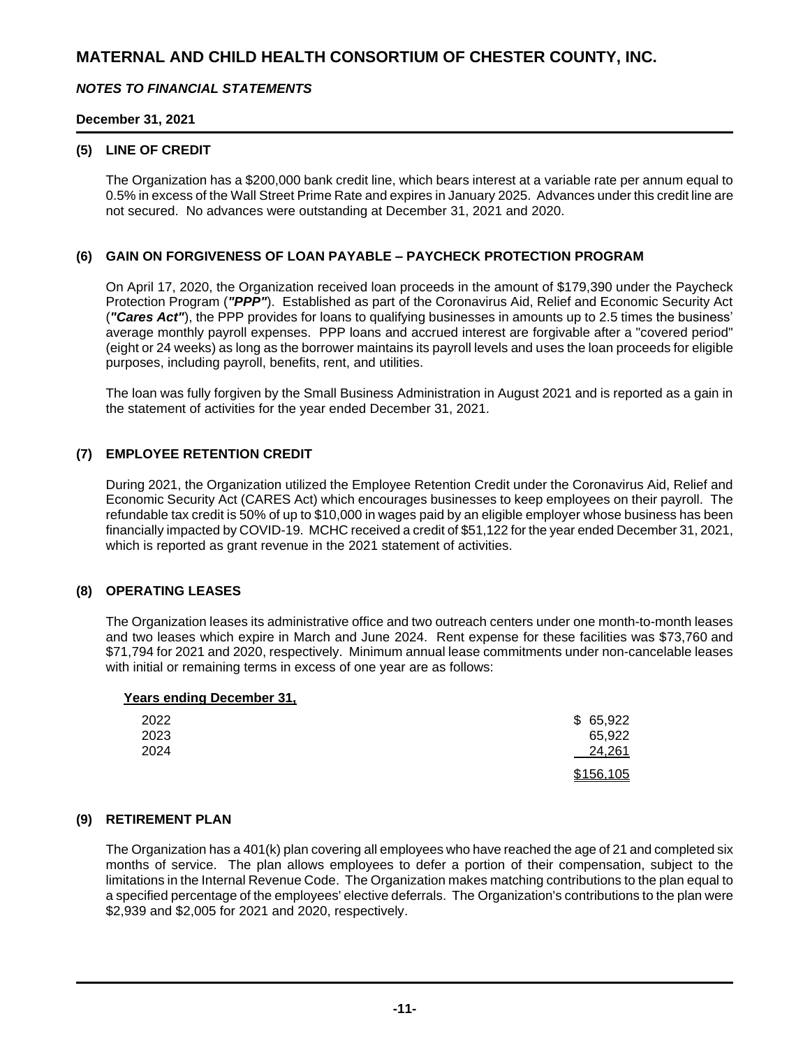# MATERNAL AND CHILD HEALTH CONSORTIUM OF CHESTER COUNTY, INC.

***NOTES TO FINANCIAL STATEMENTS***

**December 31, 2021**

## (5) LINE OF CREDIT

The Organization has a $200,000 bank credit line, which bears interest at a variable rate per annum equal to 0.5% in excess of the Wall Street Prime Rate and expires in January 2025. Advances under this credit line are not secured. No advances were outstanding at December 31, 2021 and 2020.

## (6) GAIN ON FORGIVENESS OF LOAN PAYABLE – PAYCHECK PROTECTION PROGRAM

On April 17, 2020, the Organization received loan proceeds in the amount of $179,390 under the Paycheck Protection Program (***"PPP"***). Established as part of the Coronavirus Aid, Relief and Economic Security Act (***"Cares Act"***), the PPP provides for loans to qualifying businesses in amounts up to 2.5 times the business' average monthly payroll expenses. PPP loans and accrued interest are forgivable after a "covered period" (eight or 24 weeks) as long as the borrower maintains its payroll levels and uses the loan proceeds for eligible purposes, including payroll, benefits, rent, and utilities.

The loan was fully forgiven by the Small Business Administration in August 2021 and is reported as a gain in the statement of activities for the year ended December 31, 2021.

## (7) EMPLOYEE RETENTION CREDIT

During 2021, the Organization utilized the Employee Retention Credit under the Coronavirus Aid, Relief and Economic Security Act (CARES Act) which encourages businesses to keep employees on their payroll. The refundable tax credit is 50% of up to $10,000 in wages paid by an eligible employer whose business has been financially impacted by COVID-19. MCHC received a credit of $51,122 for the year ended December 31, 2021, which is reported as grant revenue in the 2021 statement of activities.

## (8) OPERATING LEASES

The Organization leases its administrative office and two outreach centers under one month-to-month leases and two leases which expire in March and June 2024. Rent expense for these facilities was $73,760 and $71,794 for 2021 and 2020, respectively. Minimum annual lease commitments under non-cancelable leases with initial or remaining terms in excess of one year are as follows:

| Years ending December 31, | |
|---|---|
| 2022 | $ 65,922 |
| 2023 | 65,922 |
| 2024 | 24,261 |
| | $156,105 |

## (9) RETIREMENT PLAN

The Organization has a 401(k) plan covering all employees who have reached the age of 21 and completed six months of service. The plan allows employees to defer a portion of their compensation, subject to the limitations in the Internal Revenue Code. The Organization makes matching contributions to the plan equal to a specified percentage of the employees' elective deferrals. The Organization's contributions to the plan were $2,939 and $2,005 for 2021 and 2020, respectively.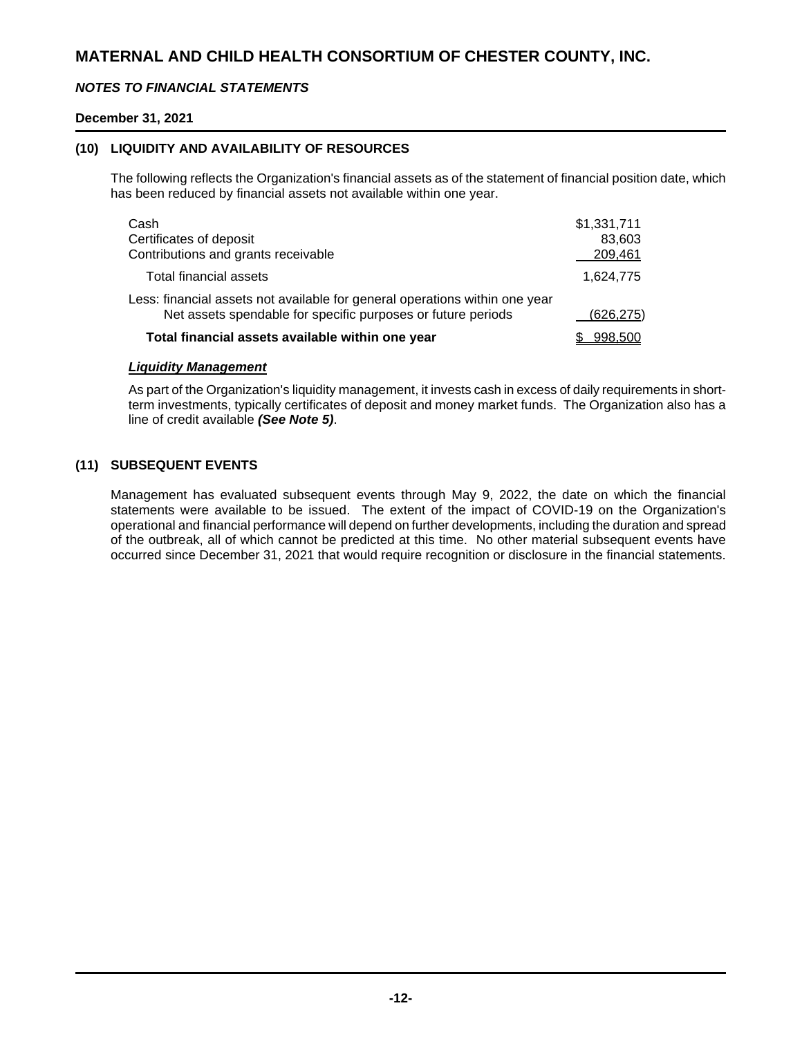# MATERNAL AND CHILD HEALTH CONSORTIUM OF CHESTER COUNTY, INC.

***NOTES TO FINANCIAL STATEMENTS***

**December 31, 2021**

## (10) LIQUIDITY AND AVAILABILITY OF RESOURCES

The following reflects the Organization's financial assets as of the statement of financial position date, which has been reduced by financial assets not available within one year.

| | |
|---|---|
| Cash | $1,331,711 |
| Certificates of deposit | 83,603 |
| Contributions and grants receivable | 209,461 |
| Total financial assets | 1,624,775 |
| Less: financial assets not available for general operations within one year | |
| Net assets spendable for specific purposes or future periods | (626,275) |
| **Total financial assets available within one year** | $ 998,500 |

***Liquidity Management***

As part of the Organization's liquidity management, it invests cash in excess of daily requirements in short-term investments, typically certificates of deposit and money market funds. The Organization also has a line of credit available ***(See Note 5)***.

## (11) SUBSEQUENT EVENTS

Management has evaluated subsequent events through May 9, 2022, the date on which the financial statements were available to be issued. The extent of the impact of COVID-19 on the Organization's operational and financial performance will depend on further developments, including the duration and spread of the outbreak, all of which cannot be predicted at this time. No other material subsequent events have occurred since December 31, 2021 that would require recognition or disclosure in the financial statements.